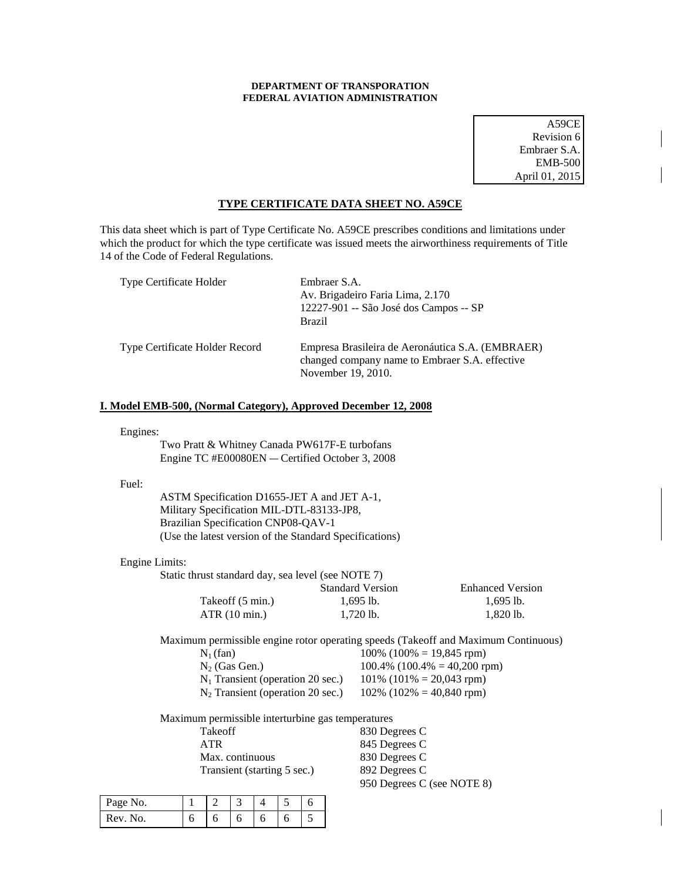**DEPARTMENT OF TRANSPORATION**
**FEDERAL AVIATION ADMINISTRATION**

A59CE
Revision 6
Embraer S.A.
EMB-500
April 01, 2015

**TYPE CERTIFICATE DATA SHEET NO. A59CE**

This data sheet which is part of Type Certificate No. A59CE prescribes conditions and limitations under which the product for which the type certificate was issued meets the airworthiness requirements of Title 14 of the Code of Federal Regulations.

| | |
|---|---|
| Type Certificate Holder | Embraer S.A.<br>Av. Brigadeiro Faria Lima, 2.170<br>12227-901 -- São José dos Campos -- SP<br>Brazil |
| Type Certificate Holder Record | Empresa Brasileira de Aeronáutica S.A. (EMBRAER) changed company name to Embraer S.A. effective November 19, 2010. |

## I. Model EMB-500, (Normal Category), Approved December 12, 2008

Engines:

Two Pratt & Whitney Canada PW617F-E turbofans
Engine TC #E00080EN — Certified October 3, 2008

Fuel:

ASTM Specification D1655-JET A and JET A-1,
Military Specification MIL-DTL-83133-JP8,
Brazilian Specification CNP08-QAV-1
(Use the latest version of the Standard Specifications)

Engine Limits:

Static thrust standard day, sea level (see NOTE 7)

| | Standard Version | Enhanced Version |
|---|---|---|
| Takeoff (5 min.) | 1,695 lb. | 1,695 lb. |
| ATR (10 min.) | 1,720 lb. | 1,820 lb. |

Maximum permissible engine rotor operating speeds (Takeoff and Maximum Continuous)

| | |
|---|---|
| $N_1$ (fan) | 100% (100% = 19,845 rpm) |
| $N_2$ (Gas Gen.) | 100.4% (100.4% = 40,200 rpm) |
| $N_1$ Transient (operation 20 sec.) | 101% (101% = 20,043 rpm) |
| $N_2$ Transient (operation 20 sec.) | 102% (102% = 40,840 rpm) |

Maximum permissible interturbine gas temperatures

| | |
|---|---|
| Takeoff | 830 Degrees C |
| ATR | 845 Degrees C |
| Max. continuous | 830 Degrees C |
| Transient (starting 5 sec.) | 892 Degrees C<br>950 Degrees C (see NOTE 8) |

| Page No. | 1 | 2 | 3 | 4 | 5 | 6 |
|---|---|---|---|---|---|---|
| Rev. No. | 6 | 6 | 6 | 6 | 6 | 5 |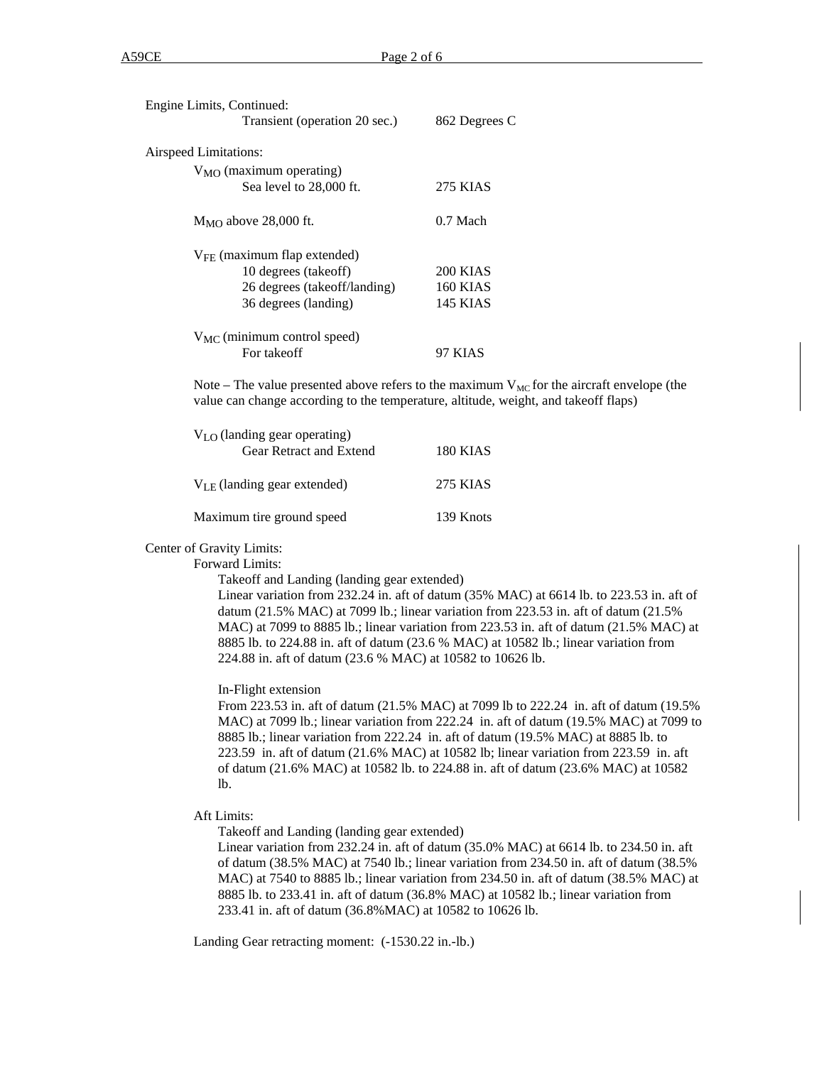Engine Limits, Continued:

| | |
|---|---|
| Transient (operation 20 sec.) | 862 Degrees C |

Airspeed Limitations:

| | |
|---|---|
| $V_{MO}$ (maximum operating) | |
| Sea level to 28,000 ft. | 275 KIAS |
| $M_{MO}$ above 28,000 ft. | 0.7 Mach |
| $V_{FE}$ (maximum flap extended) | |
| 10 degrees (takeoff) | 200 KIAS |
| 26 degrees (takeoff/landing) | 160 KIAS |
| 36 degrees (landing) | 145 KIAS |
| $V_{MC}$ (minimum control speed) | |
| For takeoff | 97 KIAS |

Note – The value presented above refers to the maximum $V_{MC}$ for the aircraft envelope (the value can change according to the temperature, altitude, weight, and takeoff flaps)

| | |
|---|---|
| $V_{LO}$ (landing gear operating) | |
| Gear Retract and Extend | 180 KIAS |
| $V_{LE}$ (landing gear extended) | 275 KIAS |
| Maximum tire ground speed | 139 Knots |

Center of Gravity Limits:

Forward Limits:

Takeoff and Landing (landing gear extended)
Linear variation from 232.24 in. aft of datum (35% MAC) at 6614 lb. to 223.53 in. aft of datum (21.5% MAC) at 7099 lb.; linear variation from 223.53 in. aft of datum (21.5% MAC) at 7099 to 8885 lb.; linear variation from 223.53 in. aft of datum (21.5% MAC) at 8885 lb. to 224.88 in. aft of datum (23.6 % MAC) at 10582 lb.; linear variation from 224.88 in. aft of datum (23.6 % MAC) at 10582 to 10626 lb.

In-Flight extension
From 223.53 in. aft of datum (21.5% MAC) at 7099 lb to 222.24 in. aft of datum (19.5% MAC) at 7099 lb.; linear variation from 222.24 in. aft of datum (19.5% MAC) at 7099 to 8885 lb.; linear variation from 222.24 in. aft of datum (19.5% MAC) at 8885 lb. to 223.59 in. aft of datum (21.6% MAC) at 10582 lb; linear variation from 223.59 in. aft of datum (21.6% MAC) at 10582 lb. to 224.88 in. aft of datum (23.6% MAC) at 10582 lb.

Aft Limits:

Takeoff and Landing (landing gear extended)
Linear variation from 232.24 in. aft of datum (35.0% MAC) at 6614 lb. to 234.50 in. aft of datum (38.5% MAC) at 7540 lb.; linear variation from 234.50 in. aft of datum (38.5% MAC) at 7540 to 8885 lb.; linear variation from 234.50 in. aft of datum (38.5% MAC) at 8885 lb. to 233.41 in. aft of datum (36.8% MAC) at 10582 lb.; linear variation from 233.41 in. aft of datum (36.8%MAC) at 10582 to 10626 lb.

Landing Gear retracting moment: (-1530.22 in.-lb.)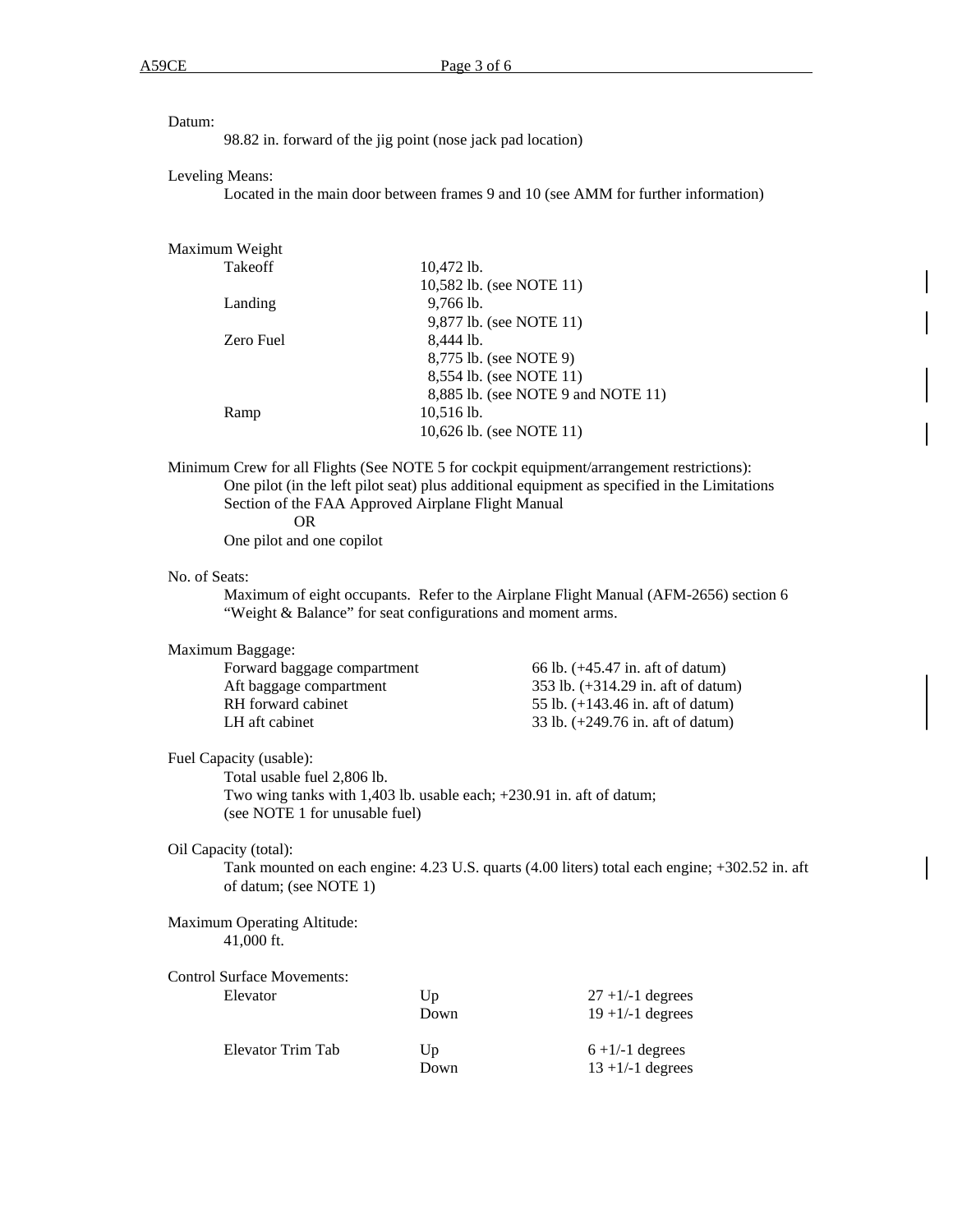Datum:

98.82 in. forward of the jig point (nose jack pad location)

Leveling Means:

Located in the main door between frames 9 and 10 (see AMM for further information)

Maximum Weight

| | |
|---|---|
| Takeoff | 10,472 lb. |
| | 10,582 lb. (see NOTE 11) |
| Landing | 9,766 lb. |
| | 9,877 lb. (see NOTE 11) |
| Zero Fuel | 8,444 lb. |
| | 8,775 lb. (see NOTE 9) |
| | 8,554 lb. (see NOTE 11) |
| | 8,885 lb. (see NOTE 9 and NOTE 11) |
| Ramp | 10,516 lb. |
| | 10,626 lb. (see NOTE 11) |

Minimum Crew for all Flights (See NOTE 5 for cockpit equipment/arrangement restrictions):

One pilot (in the left pilot seat) plus additional equipment as specified in the Limitations Section of the FAA Approved Airplane Flight Manual

OR

One pilot and one copilot

No. of Seats:

Maximum of eight occupants. Refer to the Airplane Flight Manual (AFM-2656) section 6 "Weight & Balance" for seat configurations and moment arms.

Maximum Baggage:

| | |
|---|---|
| Forward baggage compartment | 66 lb. (+45.47 in. aft of datum) |
| Aft baggage compartment | 353 lb. (+314.29 in. aft of datum) |
| RH forward cabinet | 55 lb. (+143.46 in. aft of datum) |
| LH aft cabinet | 33 lb. (+249.76 in. aft of datum) |

Fuel Capacity (usable):

Total usable fuel 2,806 lb.
Two wing tanks with 1,403 lb. usable each; +230.91 in. aft of datum;
(see NOTE 1 for unusable fuel)

Oil Capacity (total):

Tank mounted on each engine: 4.23 U.S. quarts (4.00 liters) total each engine; +302.52 in. aft of datum; (see NOTE 1)

Maximum Operating Altitude:

41,000 ft.

Control Surface Movements:

| | | |
|---|---|---|
| Elevator | Up | 27 +1/-1 degrees |
| | Down | 19 +1/-1 degrees |
| Elevator Trim Tab | Up | 6 +1/-1 degrees |
| | Down | 13 +1/-1 degrees |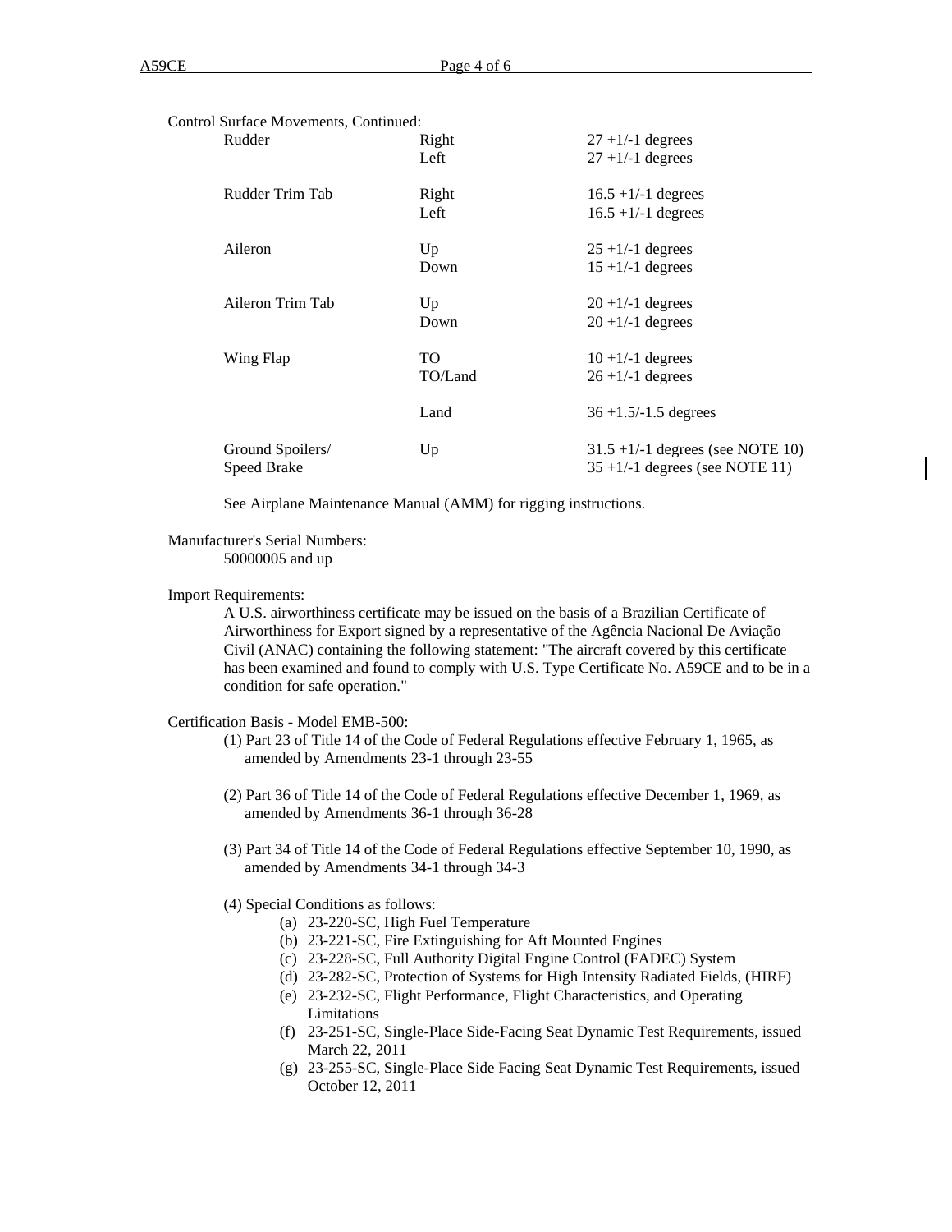Control Surface Movements, Continued:

| | | |
|---|---|---|
| Rudder | Right | 27 +1/-1 degrees |
| | Left | 27 +1/-1 degrees |
| Rudder Trim Tab | Right | 16.5 +1/-1 degrees |
| | Left | 16.5 +1/-1 degrees |
| Aileron | Up | 25 +1/-1 degrees |
| | Down | 15 +1/-1 degrees |
| Aileron Trim Tab | Up | 20 +1/-1 degrees |
| | Down | 20 +1/-1 degrees |
| Wing Flap | TO | 10 +1/-1 degrees |
| | TO/Land | 26 +1/-1 degrees |
| | Land | 36 +1.5/-1.5 degrees |
| Ground Spoilers/ Speed Brake | Up | 31.5 +1/-1 degrees (see NOTE 10) 35 +1/-1 degrees (see NOTE 11) |

See Airplane Maintenance Manual (AMM) for rigging instructions.

Manufacturer's Serial Numbers:
50000005 and up

Import Requirements:
A U.S. airworthiness certificate may be issued on the basis of a Brazilian Certificate of Airworthiness for Export signed by a representative of the Agência Nacional De Aviação Civil (ANAC) containing the following statement: "The aircraft covered by this certificate has been examined and found to comply with U.S. Type Certificate No. A59CE and to be in a condition for safe operation."

Certification Basis - Model EMB-500:

(1) Part 23 of Title 14 of the Code of Federal Regulations effective February 1, 1965, as amended by Amendments 23-1 through 23-55

(2) Part 36 of Title 14 of the Code of Federal Regulations effective December 1, 1969, as amended by Amendments 36-1 through 36-28

(3) Part 34 of Title 14 of the Code of Federal Regulations effective September 10, 1990, as amended by Amendments 34-1 through 34-3

(4) Special Conditions as follows:
- (a) 23-220-SC, High Fuel Temperature
- (b) 23-221-SC, Fire Extinguishing for Aft Mounted Engines
- (c) 23-228-SC, Full Authority Digital Engine Control (FADEC) System
- (d) 23-282-SC, Protection of Systems for High Intensity Radiated Fields, (HIRF)
- (e) 23-232-SC, Flight Performance, Flight Characteristics, and Operating Limitations
- (f) 23-251-SC, Single-Place Side-Facing Seat Dynamic Test Requirements, issued March 22, 2011
- (g) 23-255-SC, Single-Place Side Facing Seat Dynamic Test Requirements, issued October 12, 2011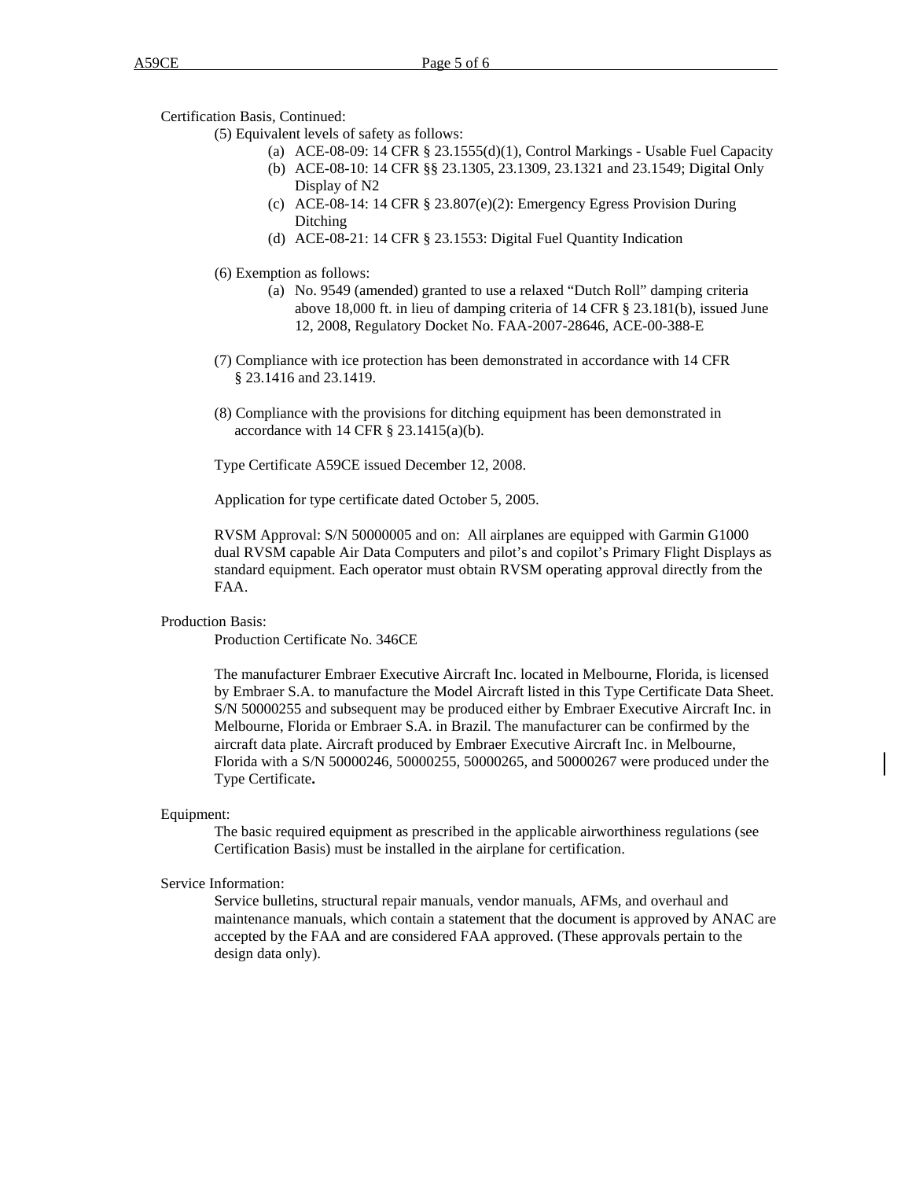Certification Basis, Continued:

(5) Equivalent levels of safety as follows:

   (a) ACE-08-09: 14 CFR § 23.1555(d)(1), Control Markings - Usable Fuel Capacity
   (b) ACE-08-10: 14 CFR §§ 23.1305, 23.1309, 23.1321 and 23.1549; Digital Only Display of N2
   (c) ACE-08-14: 14 CFR § 23.807(e)(2): Emergency Egress Provision During Ditching
   (d) ACE-08-21: 14 CFR § 23.1553: Digital Fuel Quantity Indication

(6) Exemption as follows:

   (a) No. 9549 (amended) granted to use a relaxed "Dutch Roll" damping criteria above 18,000 ft. in lieu of damping criteria of 14 CFR § 23.181(b), issued June 12, 2008, Regulatory Docket No. FAA-2007-28646, ACE-00-388-E

(7) Compliance with ice protection has been demonstrated in accordance with 14 CFR § 23.1416 and 23.1419.

(8) Compliance with the provisions for ditching equipment has been demonstrated in accordance with 14 CFR § 23.1415(a)(b).

Type Certificate A59CE issued December 12, 2008.

Application for type certificate dated October 5, 2005.

RVSM Approval: S/N 50000005 and on: All airplanes are equipped with Garmin G1000 dual RVSM capable Air Data Computers and pilot's and copilot's Primary Flight Displays as standard equipment. Each operator must obtain RVSM operating approval directly from the FAA.

Production Basis:

Production Certificate No. 346CE

The manufacturer Embraer Executive Aircraft Inc. located in Melbourne, Florida, is licensed by Embraer S.A. to manufacture the Model Aircraft listed in this Type Certificate Data Sheet. S/N 50000255 and subsequent may be produced either by Embraer Executive Aircraft Inc. in Melbourne, Florida or Embraer S.A. in Brazil. The manufacturer can be confirmed by the aircraft data plate. Aircraft produced by Embraer Executive Aircraft Inc. in Melbourne, Florida with a S/N 50000246, 50000255, 50000265, and 50000267 were produced under the Type Certificate**.**

Equipment:

The basic required equipment as prescribed in the applicable airworthiness regulations (see Certification Basis) must be installed in the airplane for certification.

Service Information:

Service bulletins, structural repair manuals, vendor manuals, AFMs, and overhaul and maintenance manuals, which contain a statement that the document is approved by ANAC are accepted by the FAA and are considered FAA approved. (These approvals pertain to the design data only).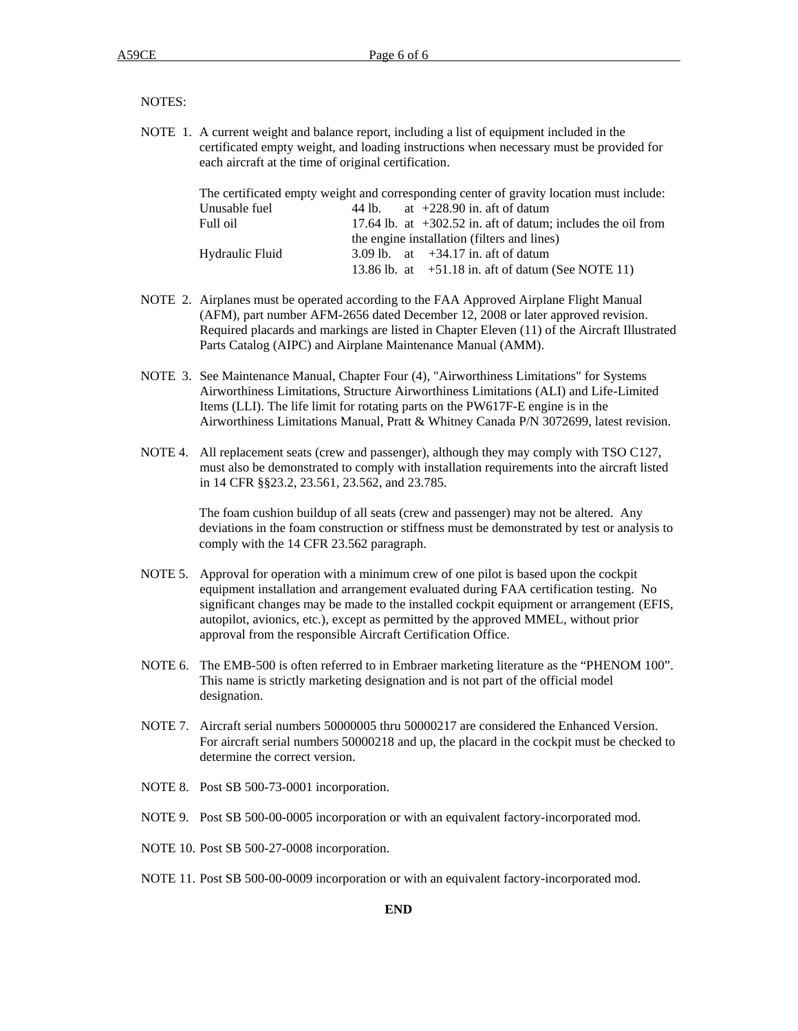NOTES:

NOTE 1. A current weight and balance report, including a list of equipment included in the certificated empty weight, and loading instructions when necessary must be provided for each aircraft at the time of original certification.

The certificated empty weight and corresponding center of gravity location must include:

| | |
|---|---|
| Unusable fuel | 44 lb. at +228.90 in. aft of datum |
| Full oil | 17.64 lb. at +302.52 in. aft of datum; includes the oil from the engine installation (filters and lines) |
| Hydraulic Fluid | 3.09 lb. at +34.17 in. aft of datum |
| | 13.86 lb. at +51.18 in. aft of datum (See NOTE 11) |

NOTE 2. Airplanes must be operated according to the FAA Approved Airplane Flight Manual (AFM), part number AFM-2656 dated December 12, 2008 or later approved revision. Required placards and markings are listed in Chapter Eleven (11) of the Aircraft Illustrated Parts Catalog (AIPC) and Airplane Maintenance Manual (AMM).

NOTE 3. See Maintenance Manual, Chapter Four (4), "Airworthiness Limitations" for Systems Airworthiness Limitations, Structure Airworthiness Limitations (ALI) and Life-Limited Items (LLI). The life limit for rotating parts on the PW617F-E engine is in the Airworthiness Limitations Manual, Pratt & Whitney Canada P/N 3072699, latest revision.

NOTE 4. All replacement seats (crew and passenger), although they may comply with TSO C127, must also be demonstrated to comply with installation requirements into the aircraft listed in 14 CFR §§23.2, 23.561, 23.562, and 23.785.

The foam cushion buildup of all seats (crew and passenger) may not be altered. Any deviations in the foam construction or stiffness must be demonstrated by test or analysis to comply with the 14 CFR 23.562 paragraph.

NOTE 5. Approval for operation with a minimum crew of one pilot is based upon the cockpit equipment installation and arrangement evaluated during FAA certification testing. No significant changes may be made to the installed cockpit equipment or arrangement (EFIS, autopilot, avionics, etc.), except as permitted by the approved MMEL, without prior approval from the responsible Aircraft Certification Office.

NOTE 6. The EMB-500 is often referred to in Embraer marketing literature as the "PHENOM 100". This name is strictly marketing designation and is not part of the official model designation.

NOTE 7. Aircraft serial numbers 50000005 thru 50000217 are considered the Enhanced Version. For aircraft serial numbers 50000218 and up, the placard in the cockpit must be checked to determine the correct version.

NOTE 8. Post SB 500-73-0001 incorporation.

NOTE 9. Post SB 500-00-0005 incorporation or with an equivalent factory-incorporated mod.

NOTE 10. Post SB 500-27-0008 incorporation.

NOTE 11. Post SB 500-00-0009 incorporation or with an equivalent factory-incorporated mod.

**END**